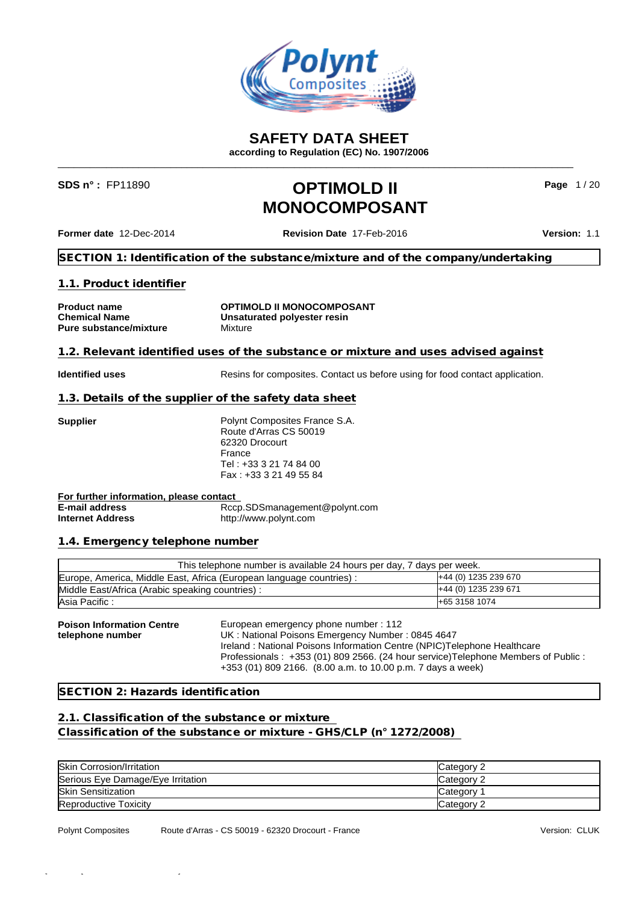# SAFETY DATA SHEET

**according to Regulation (EC) No. 1907/2006**

**SDS n° :** FP11890

# OPTIMOLD II MONOCOMPOSANT

**Former date** 12-Dec-2014 **Revision Date** 17-Feb-2016 **Version:** 1.1

## SECTION 1: Identification of the substance/mixture and of the company/undertaking

### 1.1. Product identifier

| | |
|---|---|
| **Product name** | **OPTIMOLD II MONOCOMPOSANT** |
| **Chemical Name** | **Unsaturated polyester resin** |
| **Pure substance/mixture** | Mixture |

### 1.2. Relevant identified uses of the substance or mixture and uses advised against

**Identified uses** Resins for composites. Contact us before using for food contact application.

### 1.3. Details of the supplier of the safety data sheet

**Supplier**

Polynt Composites France S.A.
Route d'Arras CS 50019
62320 Drocourt
France
Tel : +33 3 21 74 84 00
Fax : +33 3 21 49 55 84

**For further information, please contact**

| | |
|---|---|
| **E-mail address** | Rccp.SDSmanagement@polynt.com |
| **Internet Address** | http://www.polynt.com |

### 1.4. Emergency telephone number

| This telephone number is available 24 hours per day, 7 days per week. | |
|---|---|
| Europe, America, Middle East, Africa (European language countries) : | +44 (0) 1235 239 670 |
| Middle East/Africa (Arabic speaking countries) : | +44 (0) 1235 239 671 |
| Asia Pacific : | +65 3158 1074 |

**Poison Information Centre telephone number**

European emergency phone number : 112
UK : National Poisons Emergency Number : 0845 4647
Ireland : National Poisons Information Centre (NPIC)Telephone Healthcare Professionals : +353 (01) 809 2566. (24 hour service)Telephone Members of Public : +353 (01) 809 2166. (8.00 a.m. to 10.00 p.m. 7 days a week)

## SECTION 2: Hazards identification

### 2.1. Classification of the substance or mixture

### Classification of the substance or mixture - GHS/CLP (n° 1272/2008)

| | |
|---|---|
| Skin Corrosion/Irritation | Category 2 |
| Serious Eye Damage/Eye Irritation | Category 2 |
| Skin Sensitization | Category 1 |
| Reproductive Toxicity | Category 2 |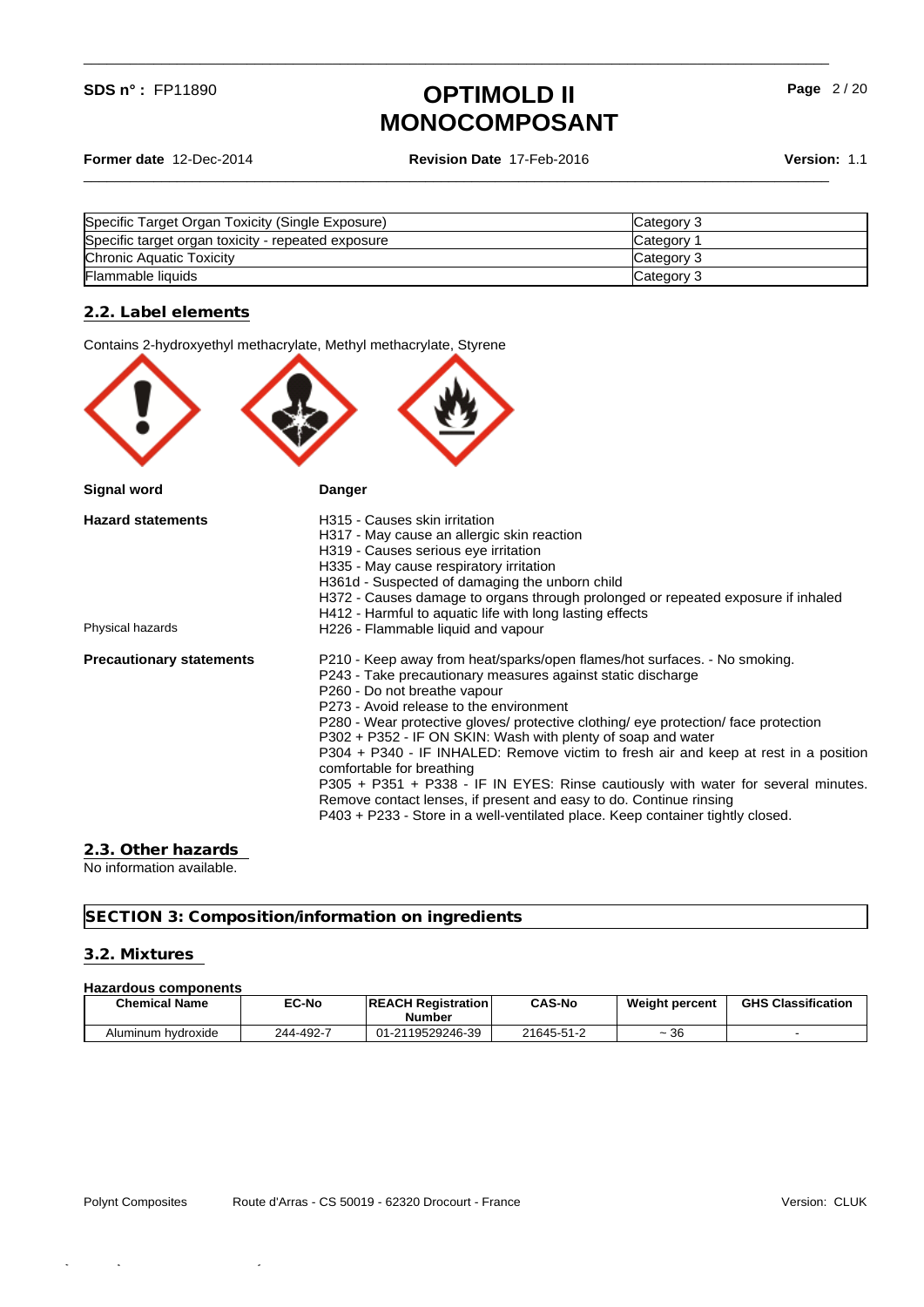| Specific Target Organ Toxicity (Single Exposure) | Category 3 |
| --- | --- |
| Specific target organ toxicity - repeated exposure | Category 1 |
| Chronic Aquatic Toxicity | Category 3 |
| Flammable liquids | Category 3 |

## 2.2. Label elements

Contains 2-hydroxyethyl methacrylate, Methyl methacrylate, Styrene

**Signal word** Danger

**Hazard statements**

H315 - Causes skin irritation
H317 - May cause an allergic skin reaction
H319 - Causes serious eye irritation
H335 - May cause respiratory irritation
H361d - Suspected of damaging the unborn child
H372 - Causes damage to organs through prolonged or repeated exposure if inhaled
H412 - Harmful to aquatic life with long lasting effects

Physical hazards

H226 - Flammable liquid and vapour

**Precautionary statements**

P210 - Keep away from heat/sparks/open flames/hot surfaces. - No smoking.
P243 - Take precautionary measures against static discharge
P260 - Do not breathe vapour
P273 - Avoid release to the environment
P280 - Wear protective gloves/ protective clothing/ eye protection/ face protection
P302 + P352 - IF ON SKIN: Wash with plenty of soap and water
P304 + P340 - IF INHALED: Remove victim to fresh air and keep at rest in a position comfortable for breathing
P305 + P351 + P338 - IF IN EYES: Rinse cautiously with water for several minutes. Remove contact lenses, if present and easy to do. Continue rinsing
P403 + P233 - Store in a well-ventilated place. Keep container tightly closed.

## 2.3. Other hazards

No information available.

# SECTION 3: Composition/information on ingredients

## 3.2. Mixtures

**Hazardous components**

| Chemical Name | EC-No | REACH Registration Number | CAS-No | Weight percent | GHS Classification |
| --- | --- | --- | --- | --- | --- |
| Aluminum hydroxide | 244-492-7 | 01-2119529246-39 | 21645-51-2 | ~ 36 | - |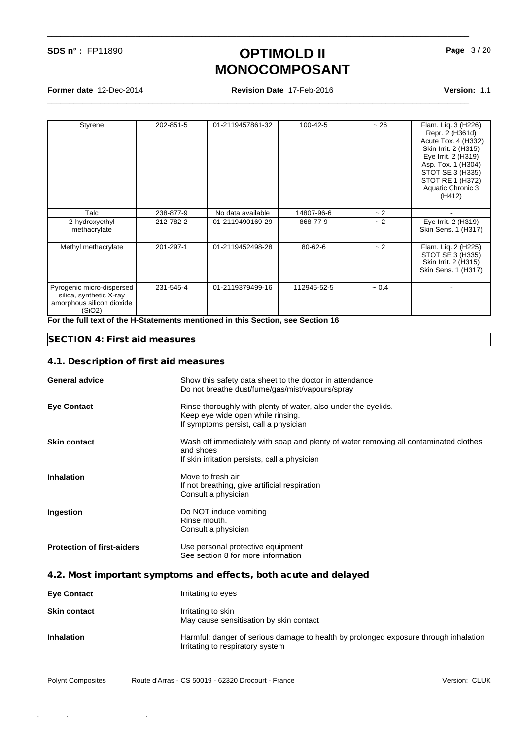| Styrene | 202-851-5 | 01-2119457861-32 | 100-42-5 | ~ 26 | Flam. Liq. 3 (H226)<br>Repr. 2 (H361d)<br>Acute Tox. 4 (H332)<br>Skin Irrit. 2 (H315)<br>Eye Irrit. 2 (H319)<br>Asp. Tox. 1 (H304)<br>STOT SE 3 (H335)<br>STOT RE 1 (H372)<br>Aquatic Chronic 3 (H412) |
|---|---|---|---|---|---|
| Talc | 238-877-9 | No data available | 14807-96-6 | ~ 2 | - |
| 2-hydroxyethyl methacrylate | 212-782-2 | 01-2119490169-29 | 868-77-9 | ~ 2 | Eye Irrit. 2 (H319)<br>Skin Sens. 1 (H317) |
| Methyl methacrylate | 201-297-1 | 01-2119452498-28 | 80-62-6 | ~ 2 | Flam. Liq. 2 (H225)<br>STOT SE 3 (H335)<br>Skin Irrit. 2 (H315)<br>Skin Sens. 1 (H317) |
| Pyrogenic micro-dispersed silica, synthetic X-ray amorphous silicon dioxide ($SiO_2$) | 231-545-4 | 01-2119379499-16 | 112945-52-5 | ~ 0.4 | - |

**For the full text of the H-Statements mentioned in this Section, see Section 16**

## SECTION 4: First aid measures

### 4.1. Description of first aid measures

**General advice**
Show this safety data sheet to the doctor in attendance
Do not breathe dust/fume/gas/mist/vapours/spray

**Eye Contact**
Rinse thoroughly with plenty of water, also under the eyelids.
Keep eye wide open while rinsing.
If symptoms persist, call a physician

**Skin contact**
Wash off immediately with soap and plenty of water removing all contaminated clothes and shoes
If skin irritation persists, call a physician

**Inhalation**
Move to fresh air
If not breathing, give artificial respiration
Consult a physician

**Ingestion**
Do NOT induce vomiting
Rinse mouth.
Consult a physician

**Protection of first-aiders**
Use personal protective equipment
See section 8 for more information

### 4.2. Most important symptoms and effects, both acute and delayed

**Eye Contact**
Irritating to eyes

**Skin contact**
Irritating to skin
May cause sensitisation by skin contact

**Inhalation**
Harmful: danger of serious damage to health by prolonged exposure through inhalation
Irritating to respiratory system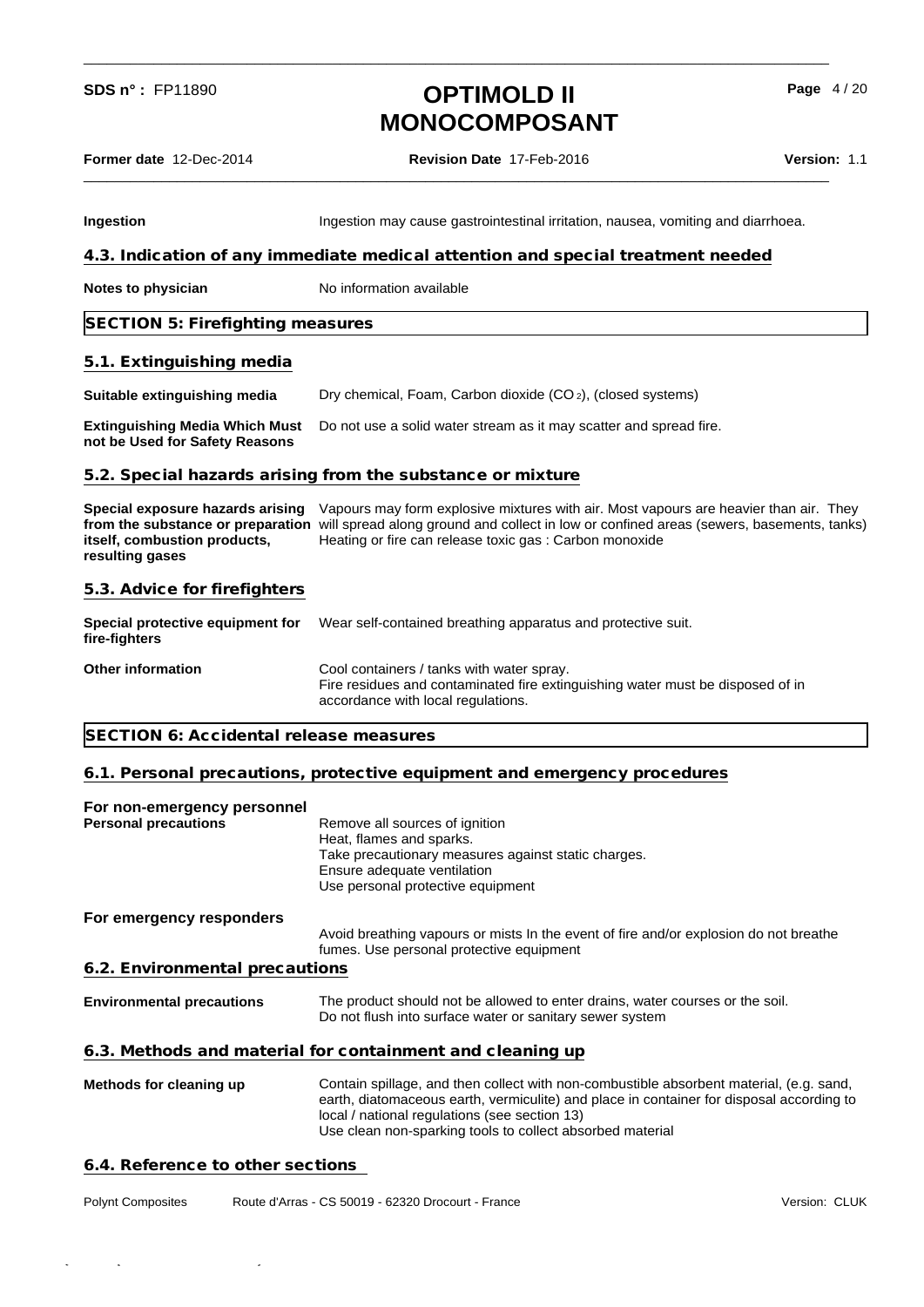**Ingestion** Ingestion may cause gastrointestinal irritation, nausea, vomiting and diarrhoea.

### 4.3. Indication of any immediate medical attention and special treatment needed

**Notes to physician** No information available

## SECTION 5: Firefighting measures

### 5.1. Extinguishing media

**Suitable extinguishing media** Dry chemical, Foam, Carbon dioxide ($CO_2$), (closed systems)

**Extinguishing Media Which Must not be Used for Safety Reasons** Do not use a solid water stream as it may scatter and spread fire.

### 5.2. Special hazards arising from the substance or mixture

**Special exposure hazards arising from the substance or preparation itself, combustion products, resulting gases** Vapours may form explosive mixtures with air. Most vapours are heavier than air. They will spread along ground and collect in low or confined areas (sewers, basements, tanks) Heating or fire can release toxic gas : Carbon monoxide

### 5.3. Advice for firefighters

**Special protective equipment for fire-fighters** Wear self-contained breathing apparatus and protective suit.

**Other information** Cool containers / tanks with water spray.
Fire residues and contaminated fire extinguishing water must be disposed of in accordance with local regulations.

## SECTION 6: Accidental release measures

### 6.1. Personal precautions, protective equipment and emergency procedures

**For non-emergency personnel**

**Personal precautions**
Remove all sources of ignition
Heat, flames and sparks.
Take precautionary measures against static charges.
Ensure adequate ventilation
Use personal protective equipment

**For emergency responders**
Avoid breathing vapours or mists In the event of fire and/or explosion do not breathe fumes. Use personal protective equipment

### 6.2. Environmental precautions

**Environmental precautions** The product should not be allowed to enter drains, water courses or the soil.
Do not flush into surface water or sanitary sewer system

### 6.3. Methods and material for containment and cleaning up

**Methods for cleaning up** Contain spillage, and then collect with non-combustible absorbent material, (e.g. sand, earth, diatomaceous earth, vermiculite) and place in container for disposal according to local / national regulations (see section 13)
Use clean non-sparking tools to collect absorbed material

### 6.4. Reference to other sections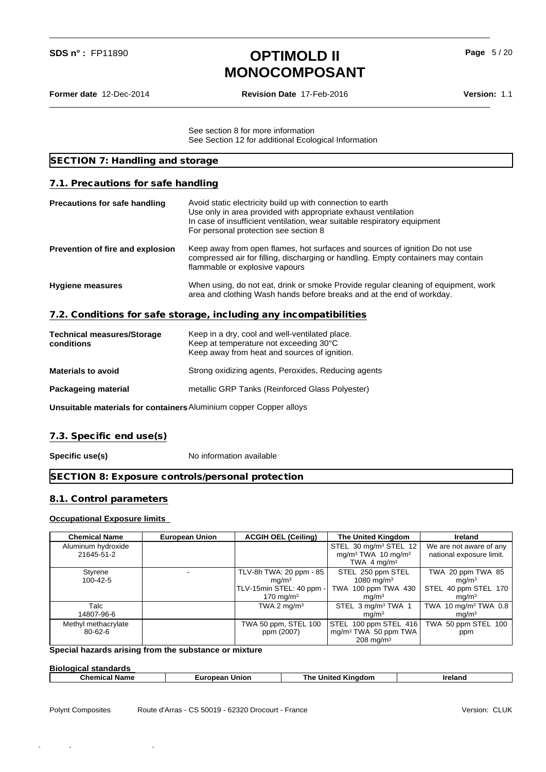See section 8 for more information
See Section 12 for additional Ecological Information

## SECTION 7: Handling and storage

### 7.1. Precautions for safe handling

**Precautions for safe handling**
Avoid static electricity build up with connection to earth
Use only in area provided with appropriate exhaust ventilation
In case of insufficient ventilation, wear suitable respiratory equipment
For personal protection see section 8

**Prevention of fire and explosion**
Keep away from open flames, hot surfaces and sources of ignition Do not use compressed air for filling, discharging or handling. Empty containers may contain flammable or explosive vapours

**Hygiene measures**
When using, do not eat, drink or smoke Provide regular cleaning of equipment, work area and clothing Wash hands before breaks and at the end of workday.

### 7.2. Conditions for safe storage, including any incompatibilities

**Technical measures/Storage conditions**
Keep in a dry, cool and well-ventilated place.
Keep at temperature not exceeding 30°C
Keep away from heat and sources of ignition.

**Materials to avoid**
Strong oxidizing agents, Peroxides, Reducing agents

**Packageing material**
metallic GRP Tanks (Reinforced Glass Polyester)

**Unsuitable materials for containers** Aluminium copper Copper alloys

### 7.3. Specific end use(s)

**Specific use(s)**
No information available

## SECTION 8: Exposure controls/personal protection

### 8.1. Control parameters

**Occupational Exposure limits**

| Chemical Name | European Union | ACGIH OEL (Ceiling) | The United Kingdom | Ireland |
|---|---|---|---|---|
| Aluminum hydroxide 21645-51-2 | | | STEL 30 mg/m³ STEL 12 mg/m³ TWA 10 mg/m³ TWA 4 mg/m³ | We are not aware of any national exposure limit. |
| Styrene 100-42-5 | - | TLV-8h TWA: 20 ppm - 85 mg/m³ TLV-15min STEL: 40 ppm - 170 mg/m³ | STEL 250 ppm STEL 1080 mg/m³ TWA 100 ppm TWA 430 mg/m³ | TWA 20 ppm TWA 85 mg/m³ STEL 40 ppm STEL 170 mg/m³ |
| Talc 14807-96-6 | | TWA 2 mg/m³ | STEL 3 mg/m³ TWA 1 mg/m³ | TWA 10 mg/m³ TWA 0.8 mg/m³ |
| Methyl methacrylate 80-62-6 | | TWA 50 ppm, STEL 100 ppm (2007) | STEL 100 ppm STEL 416 mg/m³ TWA 50 ppm TWA 208 mg/m³ | TWA 50 ppm STEL 100 ppm |

**Special hazards arising from the substance or mixture**

**Biological standards**

| Chemical Name | European Union | The United Kingdom | Ireland |
|---|---|---|---|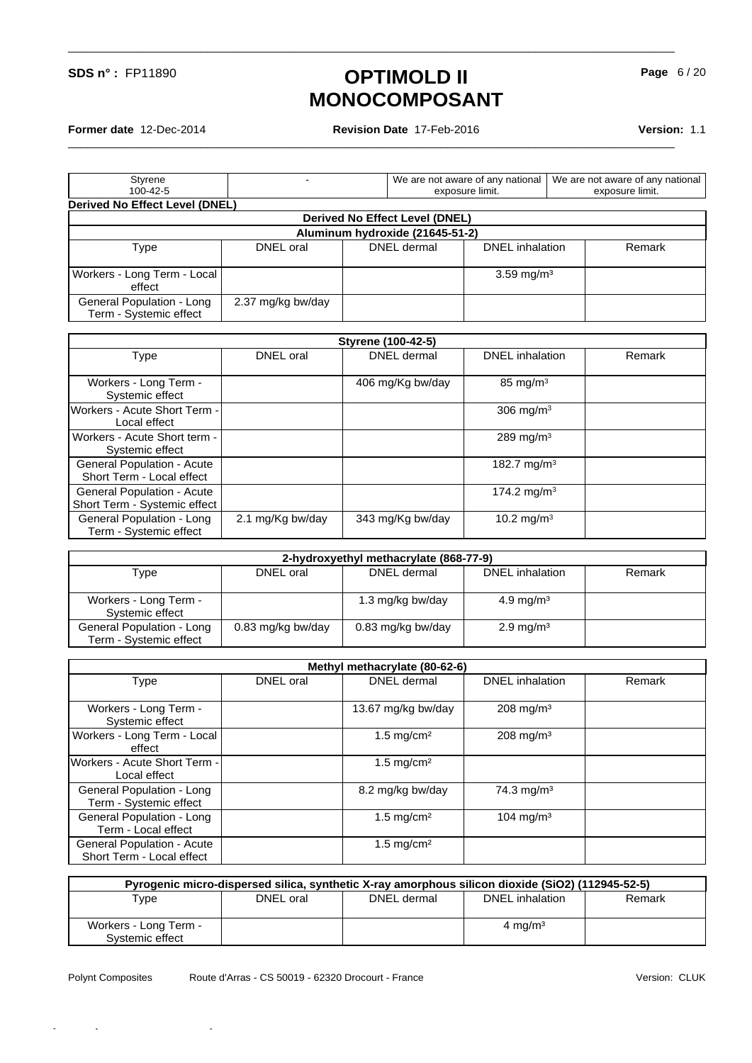| Styrene 100-42-5 | - | We are not aware of any national exposure limit. | We are not aware of any national exposure limit. |
|---|---|---|---|

**Derived No Effect Level (DNEL)**

| Derived No Effect Level (DNEL) | | | | |
|---|---|---|---|---|
| **Aluminum hydroxide (21645-51-2)** | | | | |
| Type | DNEL oral | DNEL dermal | DNEL inhalation | Remark |
| Workers - Long Term - Local effect | | | 3.59 mg/m³ | |
| General Population - Long Term - Systemic effect | 2.37 mg/kg bw/day | | | |

| Styrene (100-42-5) | | | | |
|---|---|---|---|---|
| Type | DNEL oral | DNEL dermal | DNEL inhalation | Remark |
| Workers - Long Term - Systemic effect | | 406 mg/Kg bw/day | 85 mg/m³ | |
| Workers - Acute Short Term - Local effect | | | 306 mg/m³ | |
| Workers - Acute Short term - Systemic effect | | | 289 mg/m³ | |
| General Population - Acute Short Term - Local effect | | | 182.7 mg/m³ | |
| General Population - Acute Short Term - Systemic effect | | | 174.2 mg/m³ | |
| General Population - Long Term - Systemic effect | 2.1 mg/Kg bw/day | 343 mg/Kg bw/day | 10.2 mg/m³ | |

| 2-hydroxyethyl methacrylate (868-77-9) | | | | |
|---|---|---|---|---|
| Type | DNEL oral | DNEL dermal | DNEL inhalation | Remark |
| Workers - Long Term - Systemic effect | | 1.3 mg/kg bw/day | 4.9 mg/m³ | |
| General Population - Long Term - Systemic effect | 0.83 mg/kg bw/day | 0.83 mg/kg bw/day | 2.9 mg/m³ | |

| Methyl methacrylate (80-62-6) | | | | |
|---|---|---|---|---|
| Type | DNEL oral | DNEL dermal | DNEL inhalation | Remark |
| Workers - Long Term - Systemic effect | | 13.67 mg/kg bw/day | 208 mg/m³ | |
| Workers - Long Term - Local effect | | 1.5 mg/cm² | 208 mg/m³ | |
| Workers - Acute Short Term - Local effect | | 1.5 mg/cm² | | |
| General Population - Long Term - Systemic effect | | 8.2 mg/kg bw/day | 74.3 mg/m³ | |
| General Population - Long Term - Local effect | | 1.5 mg/cm² | 104 mg/m³ | |
| General Population - Acute Short Term - Local effect | | 1.5 mg/cm² | | |

| Pyrogenic micro-dispersed silica, synthetic X-ray amorphous silicon dioxide ($SiO_2$) (112945-52-5) | | | | |
|---|---|---|---|---|
| Type | DNEL oral | DNEL dermal | DNEL inhalation | Remark |
| Workers - Long Term - Systemic effect | | | 4 mg/m³ | |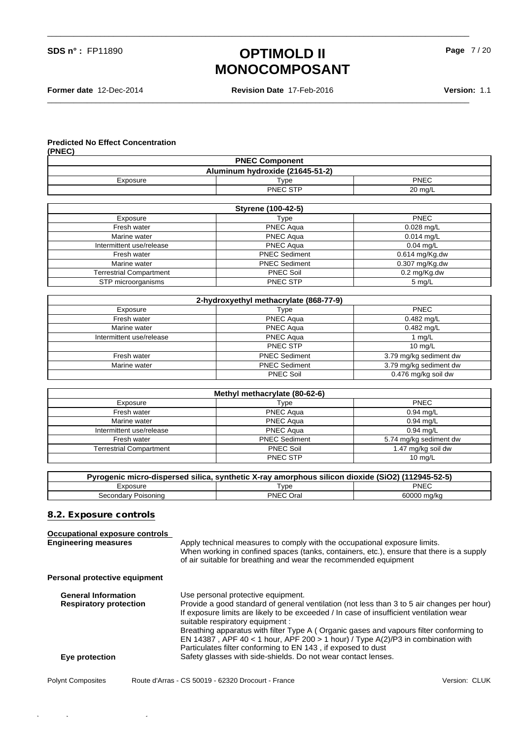**Predicted No Effect Concentration (PNEC)**

| PNEC Component | | |
|---|---|---|
| **Aluminum hydroxide (21645-51-2)** | | |
| Exposure | Type | PNEC |
| | PNEC STP | 20 mg/L |

| **Styrene (100-42-5)** | | |
|---|---|---|
| Exposure | Type | PNEC |
| Fresh water | PNEC Aqua | 0.028 mg/L |
| Marine water | PNEC Aqua | 0.014 mg/L |
| Intermittent use/release | PNEC Aqua | 0.04 mg/L |
| Fresh water | PNEC Sediment | 0.614 mg/Kg.dw |
| Marine water | PNEC Sediment | 0.307 mg/Kg.dw |
| Terrestrial Compartment | PNEC Soil | 0.2 mg/Kg.dw |
| STP microorganisms | PNEC STP | 5 mg/L |

| **2-hydroxyethyl methacrylate (868-77-9)** | | |
|---|---|---|
| Exposure | Type | PNEC |
| Fresh water | PNEC Aqua | 0.482 mg/L |
| Marine water | PNEC Aqua | 0.482 mg/L |
| Intermittent use/release | PNEC Aqua | 1 mg/L |
| | PNEC STP | 10 mg/L |
| Fresh water | PNEC Sediment | 3.79 mg/kg sediment dw |
| Marine water | PNEC Sediment | 3.79 mg/kg sediment dw |
| | PNEC Soil | 0.476 mg/kg soil dw |

| **Methyl methacrylate (80-62-6)** | | |
|---|---|---|
| Exposure | Type | PNEC |
| Fresh water | PNEC Aqua | 0.94 mg/L |
| Marine water | PNEC Aqua | 0.94 mg/L |
| Intermittent use/release | PNEC Aqua | 0.94 mg/L |
| Fresh water | PNEC Sediment | 5.74 mg/kg sediment dw |
| Terrestrial Compartment | PNEC Soil | 1.47 mg/kg soil dw |
| | PNEC STP | 10 mg/L |

| **Pyrogenic micro-dispersed silica, synthetic X-ray amorphous silicon dioxide ($SiO_2$) (112945-52-5)** | | |
|---|---|---|
| Exposure | Type | PNEC |
| Secondary Poisoning | PNEC Oral | 60000 mg/kg |

## 8.2. Exposure controls

**Occupational exposure controls**

**Engineering measures**
Apply technical measures to comply with the occupational exposure limits.
When working in confined spaces (tanks, containers, etc.), ensure that there is a supply of air suitable for breathing and wear the recommended equipment

**Personal protective equipment**

**General Information**
Use personal protective equipment.

**Respiratory protection**
Provide a good standard of general ventilation (not less than 3 to 5 air changes per hour)
If exposure limits are likely to be exceeded / In case of insufficient ventilation wear suitable respiratory equipment :
Breathing apparatus with filter Type A ( Organic gases and vapours filter conforming to EN 14387 , APF 40 < 1 hour, APF 200 > 1 hour) / Type A(2)/P3 in combination with Particulates filter conforming to EN 143 , if exposed to dust

**Eye protection**
Safety glasses with side-shields. Do not wear contact lenses.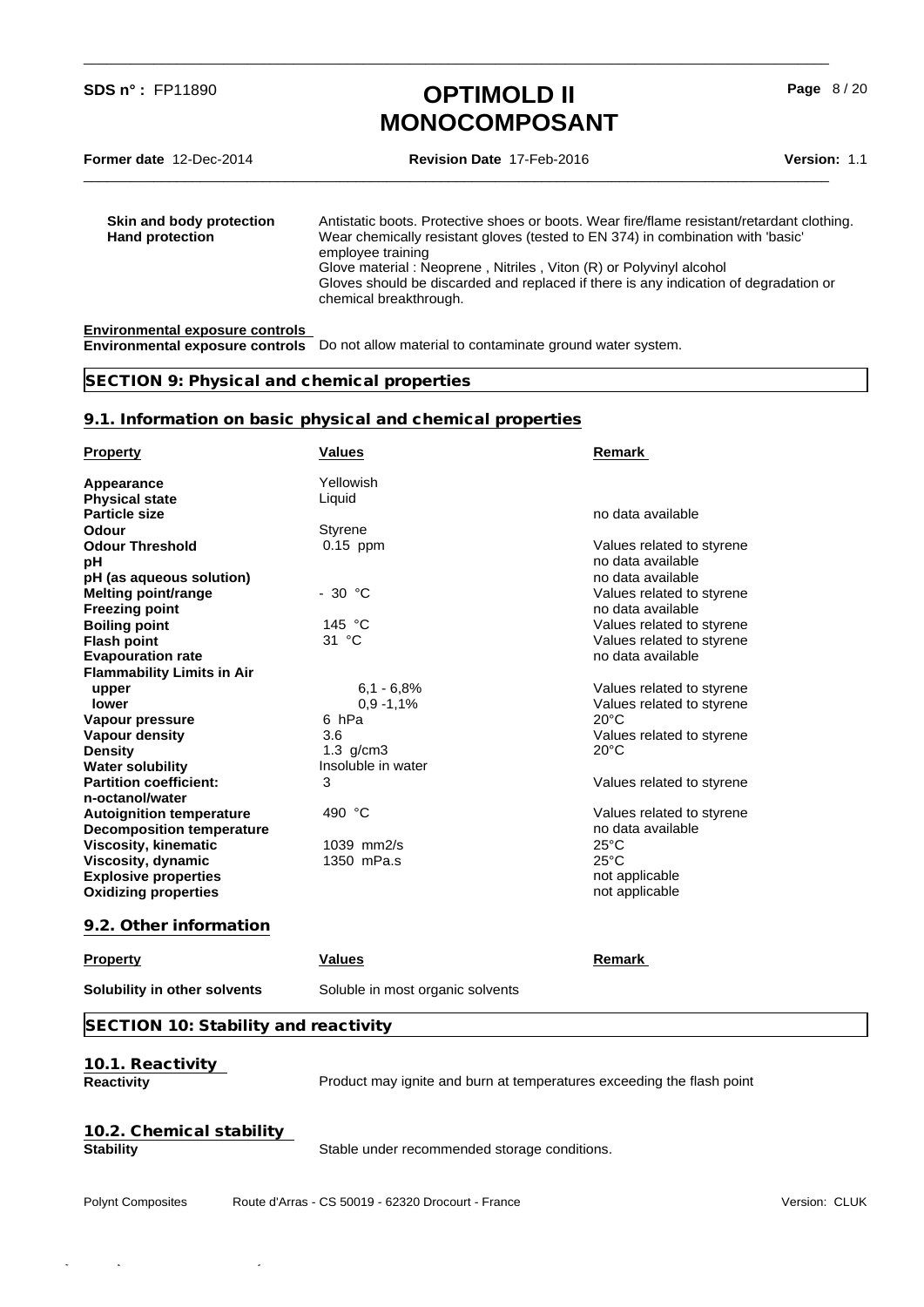**Skin and body protection** Antistatic boots. Protective shoes or boots. Wear fire/flame resistant/retardant clothing.

**Hand protection** Wear chemically resistant gloves (tested to EN 374) in combination with 'basic' employee training
Glove material : Neoprene , Nitriles , Viton (R) or Polyvinyl alcohol
Gloves should be discarded and replaced if there is any indication of degradation or chemical breakthrough.

**Environmental exposure controls**

**Environmental exposure controls** Do not allow material to contaminate ground water system.

## SECTION 9: Physical and chemical properties

### 9.1. Information on basic physical and chemical properties

| Property | Values | Remark |
|---|---|---|
| **Appearance** | Yellowish | |
| **Physical state** | Liquid | |
| **Particle size** | | no data available |
| **Odour** | Styrene | |
| **Odour Threshold** | 0.15 ppm | Values related to styrene |
| **pH** | | no data available |
| **pH (as aqueous solution)** | | no data available |
| **Melting point/range** | - 30 °C | Values related to styrene |
| **Freezing point** | | no data available |
| **Boiling point** | 145 °C | Values related to styrene |
| **Flash point** | 31 °C | Values related to styrene |
| **Evapouration rate** | | no data available |
| **Flammability Limits in Air** | | |
| **upper** | 6,1 - 6,8% | Values related to styrene |
| **lower** | 0,9 -1,1% | Values related to styrene |
| **Vapour pressure** | 6 hPa | 20°C |
| **Vapour density** | 3.6 | Values related to styrene |
| **Density** | 1.3 g/cm3 | 20°C |
| **Water solubility** | Insoluble in water | |
| **Partition coefficient: n-octanol/water** | 3 | Values related to styrene |
| **Autoignition temperature** | 490 °C | Values related to styrene |
| **Decomposition temperature** | | no data available |
| **Viscosity, kinematic** | 1039 mm2/s | 25°C |
| **Viscosity, dynamic** | 1350 mPa.s | 25°C |
| **Explosive properties** | | not applicable |
| **Oxidizing properties** | | not applicable |

### 9.2. Other information

| Property | Values | Remark |
|---|---|---|
| **Solubility in other solvents** | Soluble in most organic solvents | |

## SECTION 10: Stability and reactivity

### 10.1. Reactivity

**Reactivity** Product may ignite and burn at temperatures exceeding the flash point

### 10.2. Chemical stability

**Stability** Stable under recommended storage conditions.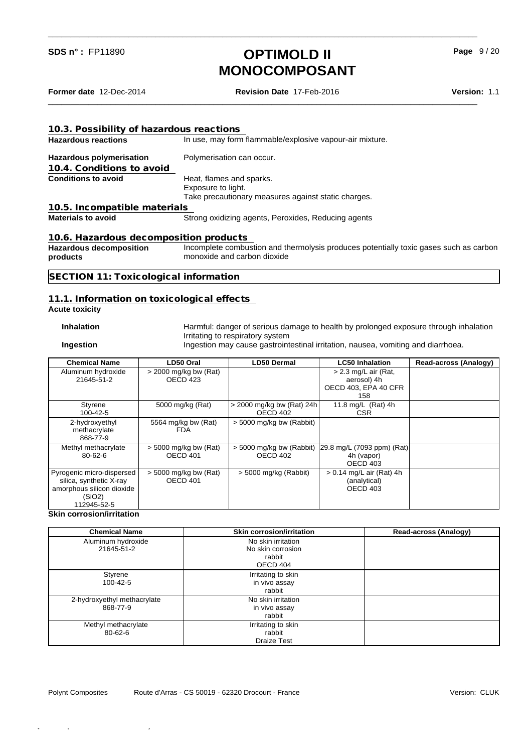### 10.3. Possibility of hazardous reactions

**Hazardous reactions** In use, may form flammable/explosive vapour-air mixture.

**Hazardous polymerisation** Polymerisation can occur.

### 10.4. Conditions to avoid

**Conditions to avoid** Heat, flames and sparks.
Exposure to light.
Take precautionary measures against static charges.

### 10.5. Incompatible materials

**Materials to avoid** Strong oxidizing agents, Peroxides, Reducing agents

### 10.6. Hazardous decomposition products

**Hazardous decomposition products** Incomplete combustion and thermolysis produces potentially toxic gases such as carbon monoxide and carbon dioxide

## SECTION 11: Toxicological information

### 11.1. Information on toxicological effects

**Acute toxicity**

**Inhalation** Harmful: danger of serious damage to health by prolonged exposure through inhalation
Irritating to respiratory system

**Ingestion** Ingestion may cause gastrointestinal irritation, nausea, vomiting and diarrhoea.

| Chemical Name | LD50 Oral | LD50 Dermal | LC50 Inhalation | Read-across (Analogy) |
|---|---|---|---|---|
| Aluminum hydroxide 21645-51-2 | > 2000 mg/kg bw (Rat) OECD 423 | | > 2.3 mg/L air (Rat, aerosol) 4h OECD 403, EPA 40 CFR 158 | |
| Styrene 100-42-5 | 5000 mg/kg (Rat) | > 2000 mg/kg bw (Rat) 24h OECD 402 | 11.8 mg/L (Rat) 4h CSR | |
| 2-hydroxyethyl methacrylate 868-77-9 | 5564 mg/kg bw (Rat) FDA | > 5000 mg/kg bw (Rabbit) | | |
| Methyl methacrylate 80-62-6 | > 5000 mg/kg bw (Rat) OECD 401 | > 5000 mg/kg bw (Rabbit) OECD 402 | 29.8 mg/L (7093 ppm) (Rat) 4h (vapor) OECD 403 | |
| Pyrogenic micro-dispersed silica, synthetic X-ray amorphous silicon dioxide ($SiO_2$) 112945-52-5 | > 5000 mg/kg bw (Rat) OECD 401 | > 5000 mg/kg (Rabbit) | > 0.14 mg/L air (Rat) 4h (analytical) OECD 403 | |

**Skin corrosion/irritation**

| Chemical Name | Skin corrosion/irritation | Read-across (Analogy) |
|---|---|---|
| Aluminum hydroxide 21645-51-2 | No skin irritation No skin corrosion rabbit OECD 404 | |
| Styrene 100-42-5 | Irritating to skin in vivo assay rabbit | |
| 2-hydroxyethyl methacrylate 868-77-9 | No skin irritation in vivo assay rabbit | |
| Methyl methacrylate 80-62-6 | Irritating to skin rabbit Draize Test | |

Polynt Composites Route d'Arras - CS 50019 - 62320 Drocourt - France Version: CLUK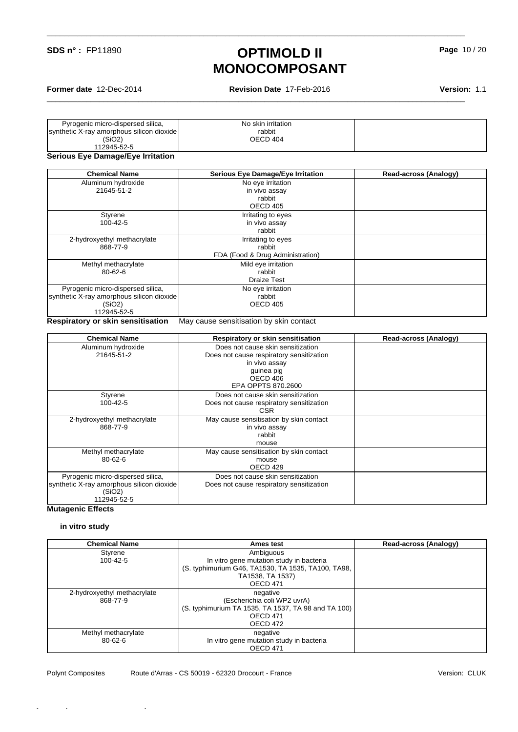| Pyrogenic micro-dispersed silica, synthetic X-ray amorphous silicon dioxide ($SiO_2$) 112945-52-5 | No skin irritation rabbit OECD 404 | |
|---|---|---|

**Serious Eye Damage/Eye Irritation**

| Chemical Name | Serious Eye Damage/Eye Irritation | Read-across (Analogy) |
|---|---|---|
| Aluminum hydroxide 21645-51-2 | No eye irritation in vivo assay rabbit OECD 405 | |
| Styrene 100-42-5 | Irritating to eyes in vivo assay rabbit | |
| 2-hydroxyethyl methacrylate 868-77-9 | Irritating to eyes rabbit FDA (Food & Drug Administration) | |
| Methyl methacrylate 80-62-6 | Mild eye irritation rabbit Draize Test | |
| Pyrogenic micro-dispersed silica, synthetic X-ray amorphous silicon dioxide ($SiO_2$) 112945-52-5 | No eye irritation rabbit OECD 405 | |

**Respiratory or skin sensitisation** May cause sensitisation by skin contact

| Chemical Name | Respiratory or skin sensitisation | Read-across (Analogy) |
|---|---|---|
| Aluminum hydroxide 21645-51-2 | Does not cause skin sensitization Does not cause respiratory sensitization in vivo assay guinea pig OECD 406 EPA OPPTS 870.2600 | |
| Styrene 100-42-5 | Does not cause skin sensitization Does not cause respiratory sensitization CSR | |
| 2-hydroxyethyl methacrylate 868-77-9 | May cause sensitisation by skin contact in vivo assay rabbit mouse | |
| Methyl methacrylate 80-62-6 | May cause sensitisation by skin contact mouse OECD 429 | |
| Pyrogenic micro-dispersed silica, synthetic X-ray amorphous silicon dioxide ($SiO_2$) 112945-52-5 | Does not cause skin sensitization Does not cause respiratory sensitization | |

**Mutagenic Effects**

**in vitro study**

| Chemical Name | Ames test | Read-across (Analogy) |
|---|---|---|
| Styrene 100-42-5 | Ambiguous In vitro gene mutation study in bacteria (S. typhimurium G46, TA1530, TA 1535, TA100, TA98, TA1538, TA 1537) OECD 471 | |
| 2-hydroxyethyl methacrylate 868-77-9 | negative (Escherichia coli WP2 uvrA) (S. typhimurium TA 1535, TA 1537, TA 98 and TA 100) OECD 471 OECD 472 | |
| Methyl methacrylate 80-62-6 | negative In vitro gene mutation study in bacteria OECD 471 | |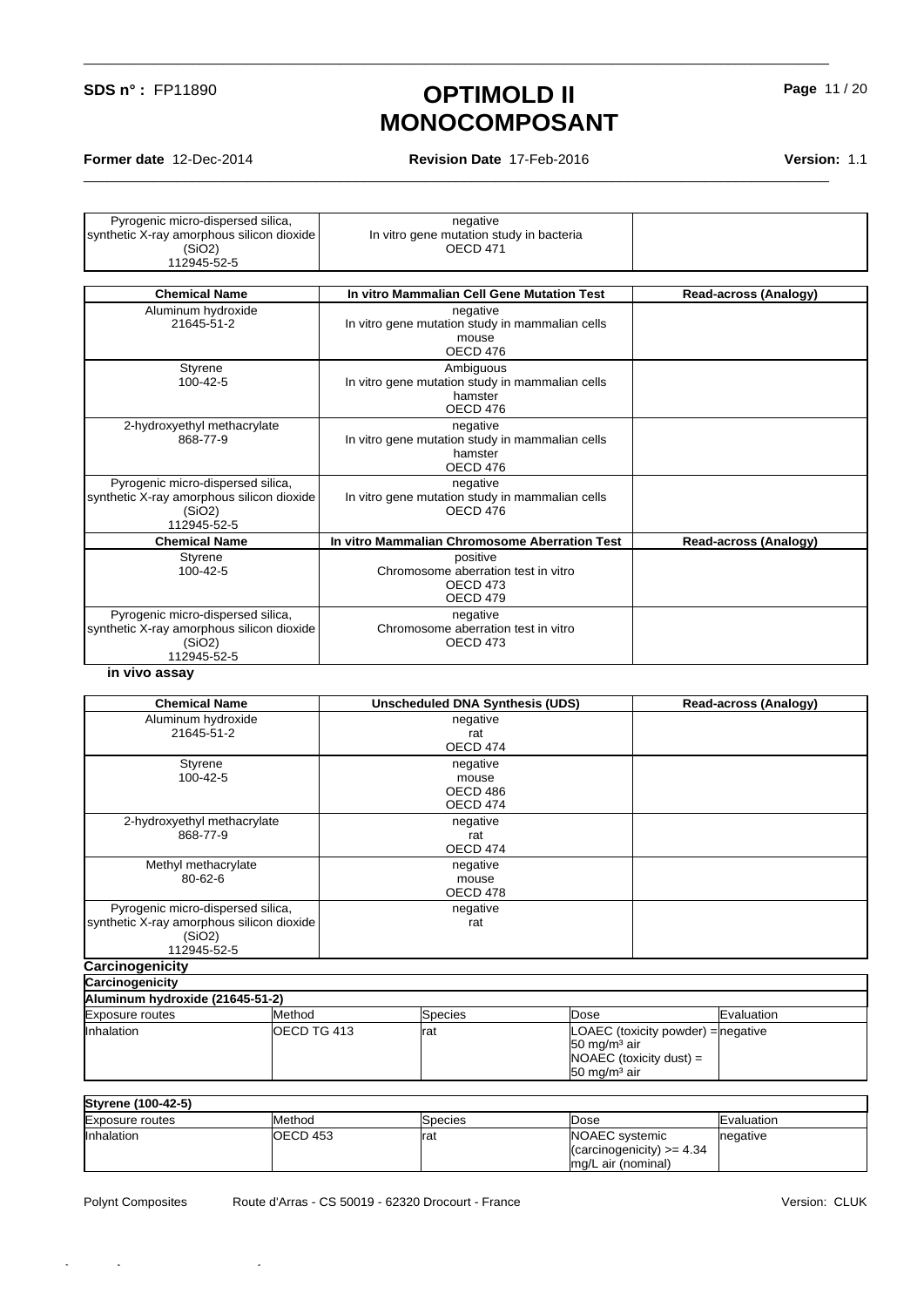| | | |
|---|---|---|
| Pyrogenic micro-dispersed silica, synthetic X-ray amorphous silicon dioxide ($SiO_2$) 112945-52-5 | negative In vitro gene mutation study in bacteria OECD 471 | |

| Chemical Name | In vitro Mammalian Cell Gene Mutation Test | Read-across (Analogy) |
|---|---|---|
| Aluminum hydroxide 21645-51-2 | negative In vitro gene mutation study in mammalian cells mouse OECD 476 | |
| Styrene 100-42-5 | Ambiguous In vitro gene mutation study in mammalian cells hamster OECD 476 | |
| 2-hydroxyethyl methacrylate 868-77-9 | negative In vitro gene mutation study in mammalian cells hamster OECD 476 | |
| Pyrogenic micro-dispersed silica, synthetic X-ray amorphous silicon dioxide ($SiO_2$) 112945-52-5 | negative In vitro gene mutation study in mammalian cells OECD 476 | |
| **Chemical Name** | **In vitro Mammalian Chromosome Aberration Test** | **Read-across (Analogy)** |
| Styrene 100-42-5 | positive Chromosome aberration test in vitro OECD 473 OECD 479 | |
| Pyrogenic micro-dispersed silica, synthetic X-ray amorphous silicon dioxide ($SiO_2$) 112945-52-5 | negative Chromosome aberration test in vitro OECD 473 | |

**in vivo assay**

| Chemical Name | Unscheduled DNA Synthesis (UDS) | Read-across (Analogy) |
|---|---|---|
| Aluminum hydroxide 21645-51-2 | negative rat OECD 474 | |
| Styrene 100-42-5 | negative mouse OECD 486 OECD 474 | |
| 2-hydroxyethyl methacrylate 868-77-9 | negative rat OECD 474 | |
| Methyl methacrylate 80-62-6 | negative mouse OECD 478 | |
| Pyrogenic micro-dispersed silica, synthetic X-ray amorphous silicon dioxide ($SiO_2$) 112945-52-5 | negative rat | |

**Carcinogenicity**

**Carcinogenicity**

**Aluminum hydroxide (21645-51-2)**

| Exposure routes | Method | Species | Dose | Evaluation |
|---|---|---|---|---|
| Inhalation | OECD TG 413 | rat | LOAEC (toxicity powder) = 50 mg/m³ air NOAEC (toxicity dust) = 50 mg/m³ air | negative |

**Styrene (100-42-5)**

| Exposure routes | Method | Species | Dose | Evaluation |
|---|---|---|---|---|
| Inhalation | OECD 453 | rat | NOAEC systemic (carcinogenicity) >= 4.34 mg/L air (nominal) | negative |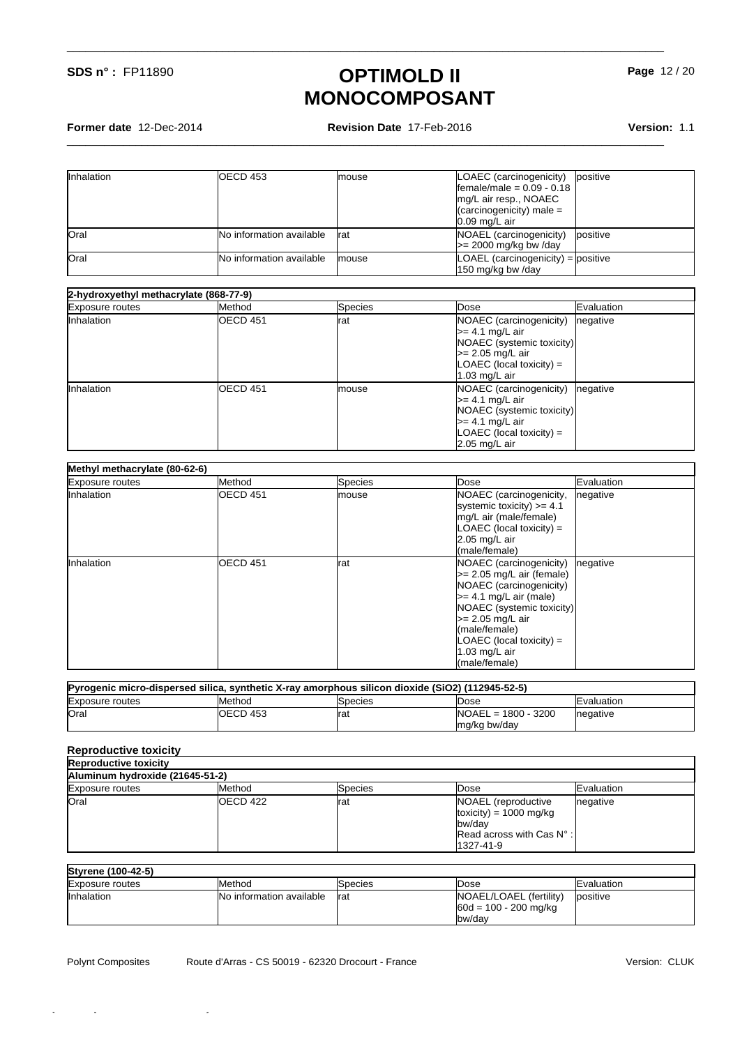| Exposure routes | Method | Species | Dose | Evaluation |
|---|---|---|---|---|
| Inhalation | OECD 453 | mouse | LOAEC (carcinogenicity) female/male = 0.09 - 0.18 mg/L air resp., NOAEC (carcinogenicity) male = 0.09 mg/L air | positive |
| Oral | No information available | rat | NOAEL (carcinogenicity) >= 2000 mg/kg bw /day | positive |
| Oral | No information available | mouse | LOAEL (carcinogenicity) = 150 mg/kg bw /day | positive |

| 2-hydroxyethyl methacrylate (868-77-9) | | | | |
|---|---|---|---|---|
| Exposure routes | Method | Species | Dose | Evaluation |
| Inhalation | OECD 451 | rat | NOAEC (carcinogenicity) >= 4.1 mg/L air NOAEC (systemic toxicity) >= 2.05 mg/L air LOAEC (local toxicity) = 1.03 mg/L air | negative |
| Inhalation | OECD 451 | mouse | NOAEC (carcinogenicity) >= 4.1 mg/L air NOAEC (systemic toxicity) >= 4.1 mg/L air LOAEC (local toxicity) = 2.05 mg/L air | negative |

| Methyl methacrylate (80-62-6) | | | | |
|---|---|---|---|---|
| Exposure routes | Method | Species | Dose | Evaluation |
| Inhalation | OECD 451 | mouse | NOAEC (carcinogenicity, systemic toxicity) >= 4.1 mg/L air (male/female) LOAEC (local toxicity) = 2.05 mg/L air (male/female) | negative |
| Inhalation | OECD 451 | rat | NOAEC (carcinogenicity) >= 2.05 mg/L air (female) NOAEC (carcinogenicity) >= 4.1 mg/L air (male) NOAEC (systemic toxicity) >= 2.05 mg/L air (male/female) LOAEC (local toxicity) = 1.03 mg/L air (male/female) | negative |

| Pyrogenic micro-dispersed silica, synthetic X-ray amorphous silicon dioxide (SiO2) (112945-52-5) | | | | |
|---|---|---|---|---|
| Exposure routes | Method | Species | Dose | Evaluation |
| Oral | OECD 453 | rat | NOAEL = 1800 - 3200 mg/kg bw/day | negative |

### Reproductive toxicity

| Reproductive toxicity | | | | |
|---|---|---|---|---|
| Aluminum hydroxide (21645-51-2) | | | | |
| Exposure routes | Method | Species | Dose | Evaluation |
| Oral | OECD 422 | rat | NOAEL (reproductive toxicity) = 1000 mg/kg bw/day Read across with Cas N° : 1327-41-9 | negative |

| Styrene (100-42-5) | | | | |
|---|---|---|---|---|
| Exposure routes | Method | Species | Dose | Evaluation |
| Inhalation | No information available | rat | NOAEL/LOAEL (fertility) 60d = 100 - 200 mg/kg bw/day | positive |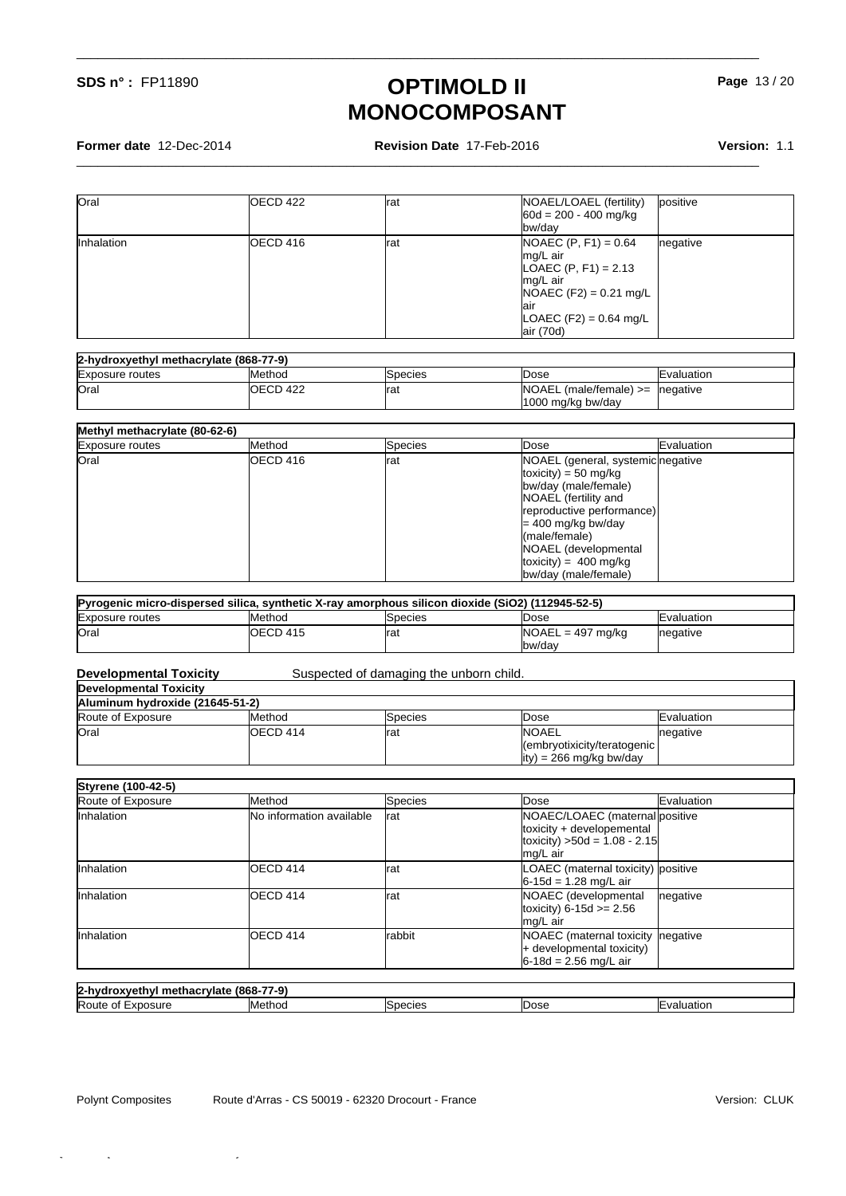| Oral | OECD 422 | rat | NOAEL/LOAEL (fertility) 60d = 200 - 400 mg/kg bw/day | positive |
|---|---|---|---|---|
| Inhalation | OECD 416 | rat | NOAEC (P, F1) = 0.64 mg/L air<br>LOAEC (P, F1) = 2.13 mg/L air<br>NOAEC (F2) = 0.21 mg/L air<br>LOAEC (F2) = 0.64 mg/L air (70d) | negative |

| 2-hydroxyethyl methacrylate (868-77-9) | | | | |
|---|---|---|---|---|
| Exposure routes | Method | Species | Dose | Evaluation |
| Oral | OECD 422 | rat | NOAEL (male/female) >= 1000 mg/kg bw/day | negative |

| Methyl methacrylate (80-62-6) | | | | |
|---|---|---|---|---|
| Exposure routes | Method | Species | Dose | Evaluation |
| Oral | OECD 416 | rat | NOAEL (general, systemic toxicity) = 50 mg/kg bw/day (male/female)<br>NOAEL (fertility and reproductive performance) = 400 mg/kg bw/day (male/female)<br>NOAEL (developmental toxicity) = 400 mg/kg bw/day (male/female) | negative |

| Pyrogenic micro-dispersed silica, synthetic X-ray amorphous silicon dioxide ($SiO_2$) (112945-52-5) | | | | |
|---|---|---|---|---|
| Exposure routes | Method | Species | Dose | Evaluation |
| Oral | OECD 415 | rat | NOAEL = 497 mg/kg bw/day | negative |

**Developmental Toxicity** Suspected of damaging the unborn child.

| Developmental Toxicity | | | | |
|---|---|---|---|---|
| **Aluminum hydroxide (21645-51-2)** | | | | |
| Route of Exposure | Method | Species | Dose | Evaluation |
| Oral | OECD 414 | rat | NOAEL (embryotixicity/teratogenicity) = 266 mg/kg bw/day | negative |

| Styrene (100-42-5) | | | | |
|---|---|---|---|---|
| Route of Exposure | Method | Species | Dose | Evaluation |
| Inhalation | No information available | rat | NOAEC/LOAEC (maternal toxicity + developemental toxicity) >50d = 1.08 - 2.15 mg/L air | positive |
| Inhalation | OECD 414 | rat | LOAEC (maternal toxicity) 6-15d = 1.28 mg/L air | positive |
| Inhalation | OECD 414 | rat | NOAEC (developmental toxicity) 6-15d >= 2.56 mg/L air | negative |
| Inhalation | OECD 414 | rabbit | NOAEC (maternal toxicity + developmental toxicity) 6-18d = 2.56 mg/L air | negative |

| 2-hydroxyethyl methacrylate (868-77-9) | | | | |
|---|---|---|---|---|
| Route of Exposure | Method | Species | Dose | Evaluation |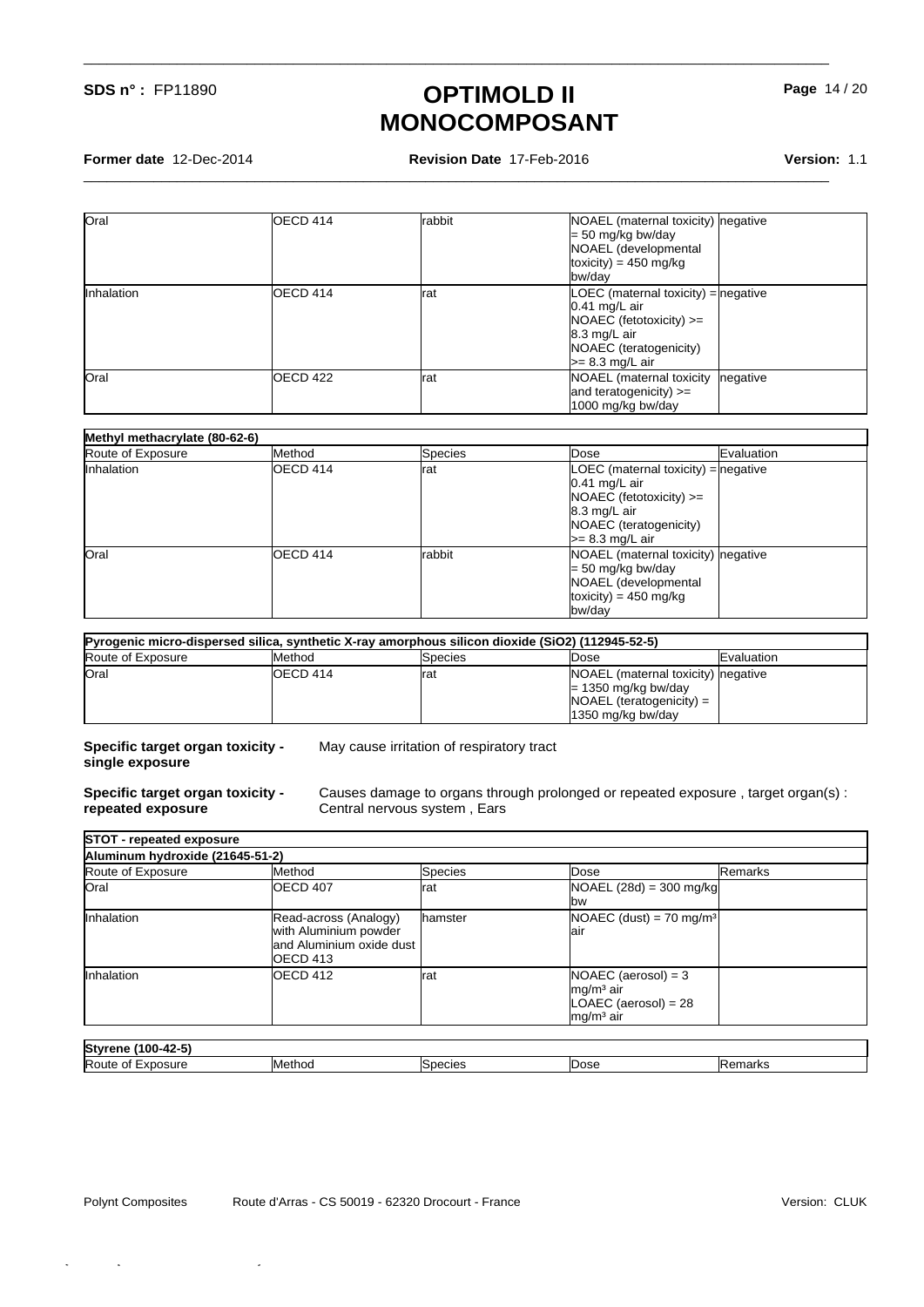| | | | | |
|---|---|---|---|---|
| Oral | OECD 414 | rabbit | NOAEL (maternal toxicity) = 50 mg/kg bw/day<br>NOAEL (developmental toxicity) = 450 mg/kg bw/day | negative |
| Inhalation | OECD 414 | rat | LOEC (maternal toxicity) = 0.41 mg/L air<br>NOAEC (fetotoxicity) >= 8.3 mg/L air<br>NOAEC (teratogenicity) >= 8.3 mg/L air | negative |
| Oral | OECD 422 | rat | NOAEL (maternal toxicity and teratogenicity) >= 1000 mg/kg bw/day | negative |

| Methyl methacrylate (80-62-6) | | | | |
|---|---|---|---|---|
| Route of Exposure | Method | Species | Dose | Evaluation |
| Inhalation | OECD 414 | rat | LOEC (maternal toxicity) = 0.41 mg/L air<br>NOAEC (fetotoxicity) >= 8.3 mg/L air<br>NOAEC (teratogenicity) >= 8.3 mg/L air | negative |
| Oral | OECD 414 | rabbit | NOAEL (maternal toxicity) = 50 mg/kg bw/day<br>NOAEL (developmental toxicity) = 450 mg/kg bw/day | negative |

| Pyrogenic micro-dispersed silica, synthetic X-ray amorphous silicon dioxide (SiO2) (112945-52-5) | | | | |
|---|---|---|---|---|
| Route of Exposure | Method | Species | Dose | Evaluation |
| Oral | OECD 414 | rat | NOAEL (maternal toxicity) = 1350 mg/kg bw/day<br>NOAEL (teratogenicity) = 1350 mg/kg bw/day | negative |

**Specific target organ toxicity - single exposure** May cause irritation of respiratory tract

**Specific target organ toxicity - repeated exposure** Causes damage to organs through prolonged or repeated exposure , target organ(s) : Central nervous system , Ears

| STOT - repeated exposure | | | | |
|---|---|---|---|---|
| **Aluminum hydroxide (21645-51-2)** | | | | |
| Route of Exposure | Method | Species | Dose | Remarks |
| Oral | OECD 407 | rat | NOAEL (28d) = 300 mg/kg bw | |
| Inhalation | Read-across (Analogy) with Aluminium powder and Aluminium oxide dust OECD 413 | hamster | NOAEC (dust) = 70 mg/m³ air | |
| Inhalation | OECD 412 | rat | NOAEC (aerosol) = 3 mg/m³ air<br>LOAEC (aerosol) = 28 mg/m³ air | |

| Styrene (100-42-5) | | | | |
|---|---|---|---|---|
| Route of Exposure | Method | Species | Dose | Remarks |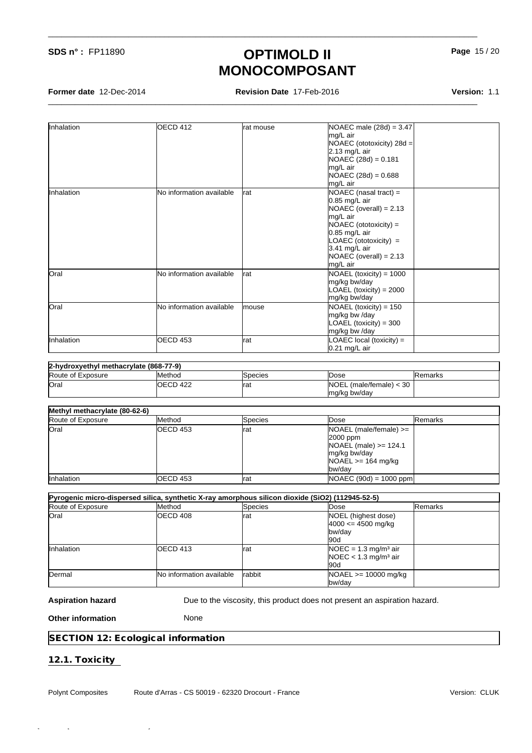| | | | | |
|---|---|---|---|---|
| Inhalation | OECD 412 | rat mouse | NOAEC male (28d) = 3.47 mg/L air<br>NOAEC (ototoxicity) 28d = 2.13 mg/L air<br>NOAEC (28d) = 0.181 mg/L air<br>NOAEC (28d) = 0.688 mg/L air | |
| Inhalation | No information available | rat | NOAEC (nasal tract) = 0.85 mg/L air<br>NOAEC (overall) = 2.13 mg/L air<br>NOAEC (ototoxicity) = 0.85 mg/L air<br>LOAEC (ototoxicity) = 3.41 mg/L air<br>NOAEC (overall) = 2.13 mg/L air | |
| Oral | No information available | rat | NOAEL (toxicity) = 1000 mg/kg bw/day<br>LOAEL (toxicity) = 2000 mg/kg bw/day | |
| Oral | No information available | mouse | NOAEL (toxicity) = 150 mg/kg bw /day<br>LOAEL (toxicity) = 300 mg/kg bw /day | |
| Inhalation | OECD 453 | rat | LOAEC local (toxicity) = 0.21 mg/L air | |

**2-hydroxyethyl methacrylate (868-77-9)**

| Route of Exposure | Method | Species | Dose | Remarks |
|---|---|---|---|---|
| Oral | OECD 422 | rat | NOEL (male/female) < 30 mg/kg bw/day | |

**Methyl methacrylate (80-62-6)**

| Route of Exposure | Method | Species | Dose | Remarks |
|---|---|---|---|---|
| Oral | OECD 453 | rat | NOAEL (male/female) >= 2000 ppm<br>NOAEL (male) >= 124.1 mg/kg bw/day<br>NOAEL >= 164 mg/kg bw/day | |
| Inhalation | OECD 453 | rat | NOAEC (90d) = 1000 ppm | |

**Pyrogenic micro-dispersed silica, synthetic X-ray amorphous silicon dioxide (SiO2) (112945-52-5)**

| Route of Exposure | Method | Species | Dose | Remarks |
|---|---|---|---|---|
| Oral | OECD 408 | rat | NOEL (highest dose) 4000 <= 4500 mg/kg bw/day 90d | |
| Inhalation | OECD 413 | rat | NOEC = 1.3 mg/m³ air<br>NOEC < 1.3 mg/m³ air<br>90d | |
| Dermal | No information available | rabbit | NOAEL >= 10000 mg/kg bw/day | |

**Aspiration hazard** Due to the viscosity, this product does not present an aspiration hazard.

**Other information** None

## SECTION 12: Ecological information

### 12.1. Toxicity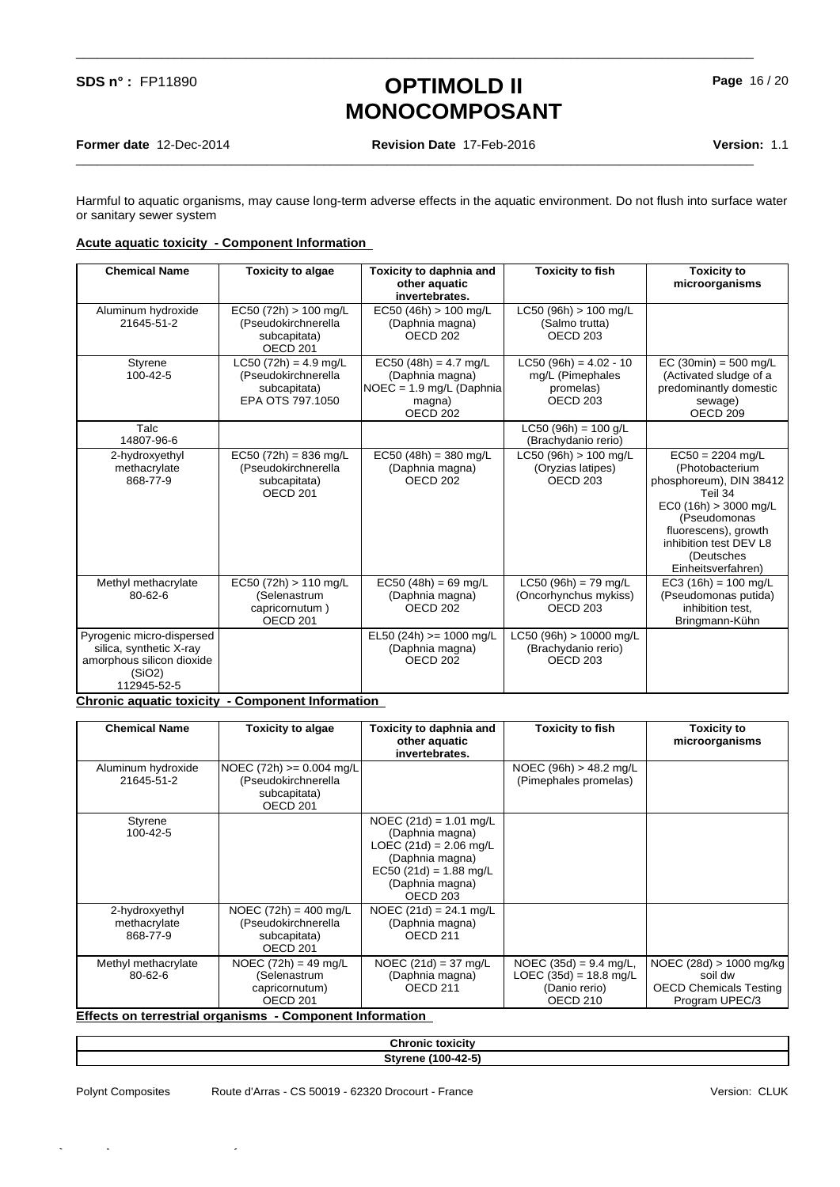Harmful to aquatic organisms, may cause long-term adverse effects in the aquatic environment. Do not flush into surface water or sanitary sewer system

**Acute aquatic toxicity - Component Information**

| Chemical Name | Toxicity to algae | Toxicity to daphnia and other aquatic invertebrates. | Toxicity to fish | Toxicity to microorganisms |
|---|---|---|---|---|
| Aluminum hydroxide 21645-51-2 | EC50 (72h) > 100 mg/L (Pseudokirchnerella subcapitata) OECD 201 | EC50 (46h) > 100 mg/L (Daphnia magna) OECD 202 | LC50 (96h) > 100 mg/L (Salmo trutta) OECD 203 | |
| Styrene 100-42-5 | LC50 (72h) = 4.9 mg/L (Pseudokirchnerella subcapitata) EPA OTS 797.1050 | EC50 (48h) = 4.7 mg/L (Daphnia magna) NOEC = 1.9 mg/L (Daphnia magna) OECD 202 | LC50 (96h) = 4.02 - 10 mg/L (Pimephales promelas) OECD 203 | EC (30min) = 500 mg/L (Activated sludge of a predominantly domestic sewage) OECD 209 |
| Talc 14807-96-6 | | | LC50 (96h) = 100 g/L (Brachydanio rerio) | |
| 2-hydroxyethyl methacrylate 868-77-9 | EC50 (72h) = 836 mg/L (Pseudokirchnerella subcapitata) OECD 201 | EC50 (48h) = 380 mg/L (Daphnia magna) OECD 202 | LC50 (96h) > 100 mg/L (Oryzias latipes) OECD 203 | EC50 = 2204 mg/L (Photobacterium phosphoreum), DIN 38412 Teil 34 EC0 (16h) > 3000 mg/L (Pseudomonas fluorescens), growth inhibition test DEV L8 (Deutsches Einheitsverfahren) |
| Methyl methacrylate 80-62-6 | EC50 (72h) > 110 mg/L (Selenastrum capricornutum ) OECD 201 | EC50 (48h) = 69 mg/L (Daphnia magna) OECD 202 | LC50 (96h) = 79 mg/L (Oncorhynchus mykiss) OECD 203 | EC3 (16h) = 100 mg/L (Pseudomonas putida) inhibition test, Bringmann-Kühn |
| Pyrogenic micro-dispersed silica, synthetic X-ray amorphous silicon dioxide ($SiO_2$) 112945-52-5 | | EL50 (24h) >= 1000 mg/L (Daphnia magna) OECD 202 | LC50 (96h) > 10000 mg/L (Brachydanio rerio) OECD 203 | |

**Chronic aquatic toxicity - Component Information**

| Chemical Name | Toxicity to algae | Toxicity to daphnia and other aquatic invertebrates. | Toxicity to fish | Toxicity to microorganisms |
|---|---|---|---|---|
| Aluminum hydroxide 21645-51-2 | NOEC (72h) >= 0.004 mg/L (Pseudokirchnerella subcapitata) OECD 201 | | NOEC (96h) > 48.2 mg/L (Pimephales promelas) | |
| Styrene 100-42-5 | | NOEC (21d) = 1.01 mg/L (Daphnia magna) LOEC (21d) = 2.06 mg/L (Daphnia magna) EC50 (21d) = 1.88 mg/L (Daphnia magna) OECD 203 | | |
| 2-hydroxyethyl methacrylate 868-77-9 | NOEC (72h) = 400 mg/L (Pseudokirchnerella subcapitata) OECD 201 | NOEC (21d) = 24.1 mg/L (Daphnia magna) OECD 211 | | |
| Methyl methacrylate 80-62-6 | NOEC (72h) = 49 mg/L (Selenastrum capricornutum) OECD 201 | NOEC (21d) = 37 mg/L (Daphnia magna) OECD 211 | NOEC (35d) = 9.4 mg/L, LOEC (35d) = 18.8 mg/L (Danio rerio) OECD 210 | NOEC (28d) > 1000 mg/kg soil dw OECD Chemicals Testing Program UPEC/3 |

**Effects on terrestrial organisms - Component Information**

| Chronic toxicity |
|---|
| **Styrene (100-42-5)** |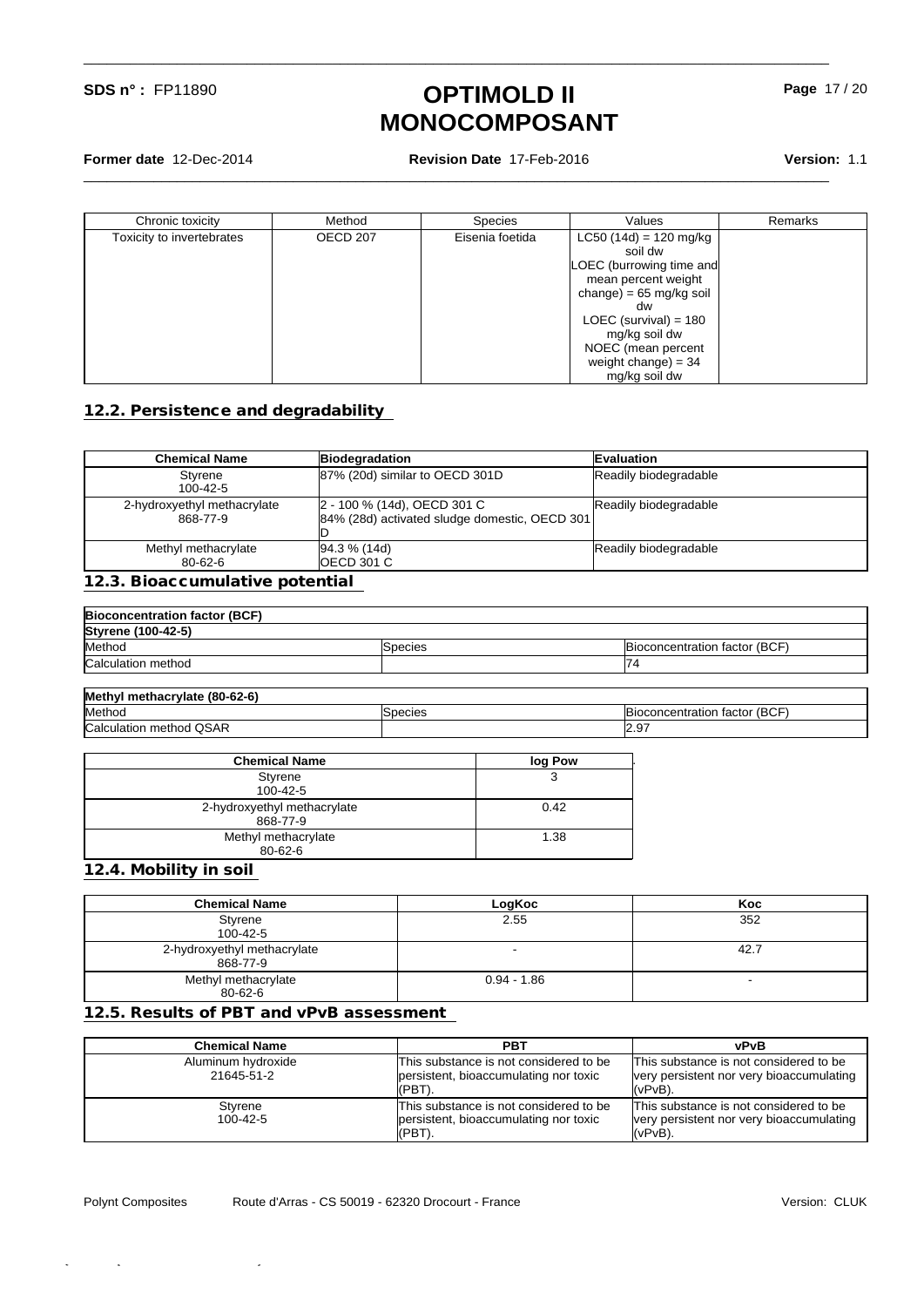| Chronic toxicity | Method | Species | Values | Remarks |
|---|---|---|---|---|
| Toxicity to invertebrates | OECD 207 | Eisenia foetida | LC50 (14d) = 120 mg/kg soil dw LOEC (burrowing time and mean percent weight change) = 65 mg/kg soil dw LOEC (survival) = 180 mg/kg soil dw NOEC (mean percent weight change) = 34 mg/kg soil dw | |

## 12.2. Persistence and degradability

| Chemical Name | Biodegradation | Evaluation |
|---|---|---|
| Styrene 100-42-5 | 87% (20d) similar to OECD 301D | Readily biodegradable |
| 2-hydroxyethyl methacrylate 868-77-9 | 2 - 100 % (14d), OECD 301 C 84% (28d) activated sludge domestic, OECD 301 D | Readily biodegradable |
| Methyl methacrylate 80-62-6 | 94.3 % (14d) OECD 301 C | Readily biodegradable |

## 12.3. Bioaccumulative potential

**Bioconcentration factor (BCF)**

**Styrene (100-42-5)**

| Method | Species | Bioconcentration factor (BCF) |
|---|---|---|
| Calculation method | | 74 |

**Methyl methacrylate (80-62-6)**

| Method | Species | Bioconcentration factor (BCF) |
|---|---|---|
| Calculation method QSAR | | 2.97 |

| Chemical Name | log Pow |
|---|---|
| Styrene 100-42-5 | 3 |
| 2-hydroxyethyl methacrylate 868-77-9 | 0.42 |
| Methyl methacrylate 80-62-6 | 1.38 |

## 12.4. Mobility in soil

| Chemical Name | LogKoc | Koc |
|---|---|---|
| Styrene 100-42-5 | 2.55 | 352 |
| 2-hydroxyethyl methacrylate 868-77-9 | - | 42.7 |
| Methyl methacrylate 80-62-6 | 0.94 - 1.86 | - |

## 12.5. Results of PBT and vPvB assessment

| Chemical Name | PBT | vPvB |
|---|---|---|
| Aluminum hydroxide 21645-51-2 | This substance is not considered to be persistent, bioaccumulating nor toxic (PBT). | This substance is not considered to be very persistent nor very bioaccumulating (vPvB). |
| Styrene 100-42-5 | This substance is not considered to be persistent, bioaccumulating nor toxic (PBT). | This substance is not considered to be very persistent nor very bioaccumulating (vPvB). |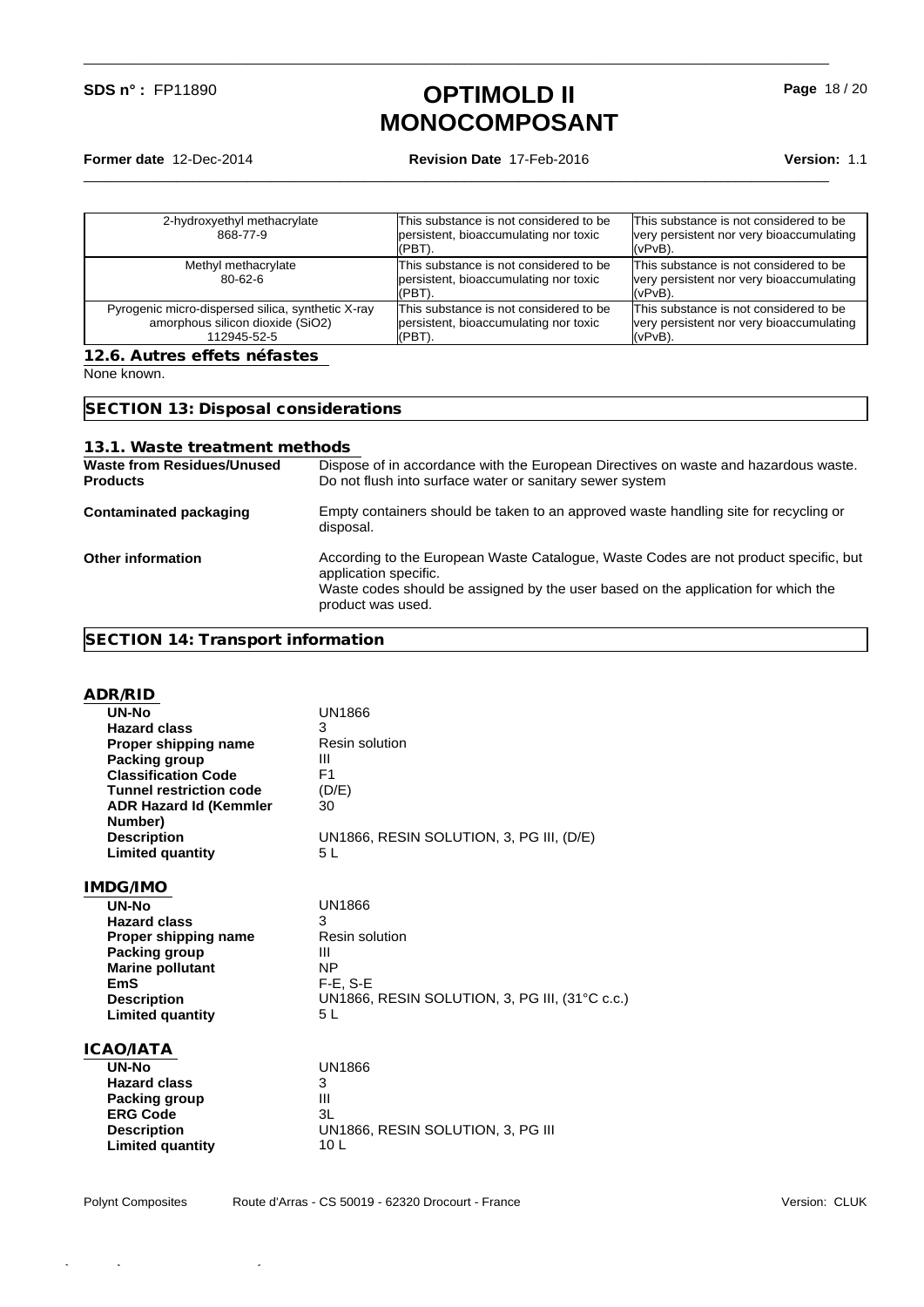| | | |
|---|---|---|
| 2-hydroxyethyl methacrylate<br>868-77-9 | This substance is not considered to be persistent, bioaccumulating nor toxic (PBT). | This substance is not considered to be very persistent nor very bioaccumulating (vPvB). |
| Methyl methacrylate<br>80-62-6 | This substance is not considered to be persistent, bioaccumulating nor toxic (PBT). | This substance is not considered to be very persistent nor very bioaccumulating (vPvB). |
| Pyrogenic micro-dispersed silica, synthetic X-ray amorphous silicon dioxide ($SiO_2$)<br>112945-52-5 | This substance is not considered to be persistent, bioaccumulating nor toxic (PBT). | This substance is not considered to be very persistent nor very bioaccumulating (vPvB). |

### 12.6. Autres effets néfastes

None known.

## SECTION 13: Disposal considerations

### 13.1. Waste treatment methods

**Waste from Residues/Unused Products**
Dispose of in accordance with the European Directives on waste and hazardous waste. Do not flush into surface water or sanitary sewer system

**Contaminated packaging**
Empty containers should be taken to an approved waste handling site for recycling or disposal.

**Other information**
According to the European Waste Catalogue, Waste Codes are not product specific, but application specific.
Waste codes should be assigned by the user based on the application for which the product was used.

## SECTION 14: Transport information

### ADR/RID

| | |
|---|---|
| **UN-No** | UN1866 |
| **Hazard class** | 3 |
| **Proper shipping name** | Resin solution |
| **Packing group** | III |
| **Classification Code** | F1 |
| **Tunnel restriction code** | (D/E) |
| **ADR Hazard Id (Kemmler Number)** | 30 |
| **Description** | UN1866, RESIN SOLUTION, 3, PG III, (D/E) |
| **Limited quantity** | 5 L |

### IMDG/IMO

| | |
|---|---|
| **UN-No** | UN1866 |
| **Hazard class** | 3 |
| **Proper shipping name** | Resin solution |
| **Packing group** | III |
| **Marine pollutant** | NP |
| **EmS** | F-E, S-E |
| **Description** | UN1866, RESIN SOLUTION, 3, PG III, (31°C c.c.) |
| **Limited quantity** | 5 L |

### ICAO/IATA

| | |
|---|---|
| **UN-No** | UN1866 |
| **Hazard class** | 3 |
| **Packing group** | III |
| **ERG Code** | 3L |
| **Description** | UN1866, RESIN SOLUTION, 3, PG III |
| **Limited quantity** | 10 L |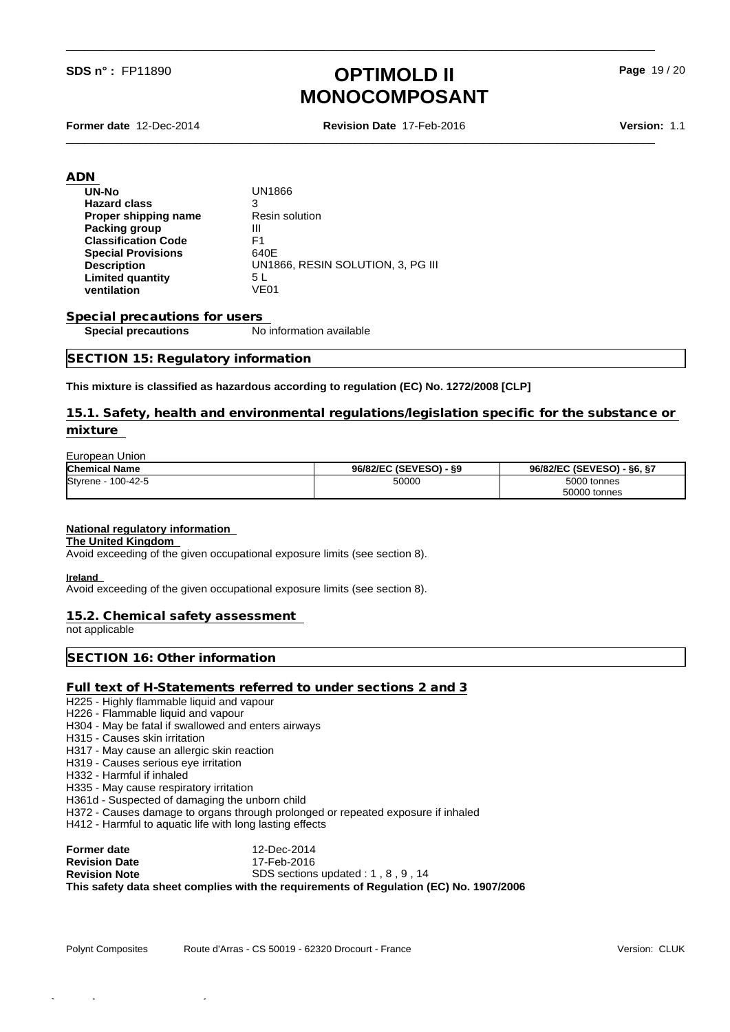## ADN

| | |
|---|---|
| **UN-No** | UN1866 |
| **Hazard class** | 3 |
| **Proper shipping name** | Resin solution |
| **Packing group** | III |
| **Classification Code** | F1 |
| **Special Provisions** | 640E |
| **Description** | UN1866, RESIN SOLUTION, 3, PG III |
| **Limited quantity** | 5 L |
| **ventilation** | VE01 |

## Special precautions for users

**Special precautions** No information available

## SECTION 15: Regulatory information

**This mixture is classified as hazardous according to regulation (EC) No. 1272/2008 [CLP]**

### 15.1. Safety, health and environmental regulations/legislation specific for the substance or mixture

European Union

| Chemical Name | 96/82/EC (SEVESO) - §9 | 96/82/EC (SEVESO) - §6, §7 |
|---|---|---|
| Styrene - 100-42-5 | 50000 | 5000 tonnes<br>50000 tonnes |

**National regulatory information**

**The United Kingdom**

Avoid exceeding of the given occupational exposure limits (see section 8).

**Ireland**

Avoid exceeding of the given occupational exposure limits (see section 8).

### 15.2. Chemical safety assessment

not applicable

## SECTION 16: Other information

### Full text of H-Statements referred to under sections 2 and 3

H225 - Highly flammable liquid and vapour
H226 - Flammable liquid and vapour
H304 - May be fatal if swallowed and enters airways
H315 - Causes skin irritation
H317 - May cause an allergic skin reaction
H319 - Causes serious eye irritation
H332 - Harmful if inhaled
H335 - May cause respiratory irritation
H361d - Suspected of damaging the unborn child
H372 - Causes damage to organs through prolonged or repeated exposure if inhaled
H412 - Harmful to aquatic life with long lasting effects

| | |
|---|---|
| **Former date** | 12-Dec-2014 |
| **Revision Date** | 17-Feb-2016 |
| **Revision Note** | SDS sections updated : 1 , 8 , 9 , 14 |

**This safety data sheet complies with the requirements of Regulation (EC) No. 1907/2006**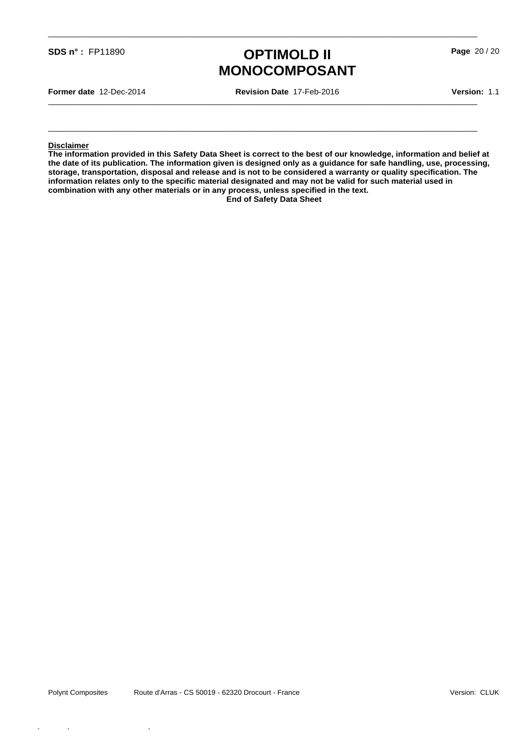**<u>Disclaimer</u>**

**The information provided in this Safety Data Sheet is correct to the best of our knowledge, information and belief at the date of its publication. The information given is designed only as a guidance for safe handling, use, processing, storage, transportation, disposal and release and is not to be considered a warranty or quality specification. The information relates only to the specific material designated and may not be valid for such material used in combination with any other materials or in any process, unless specified in the text.**

**End of Safety Data Sheet**